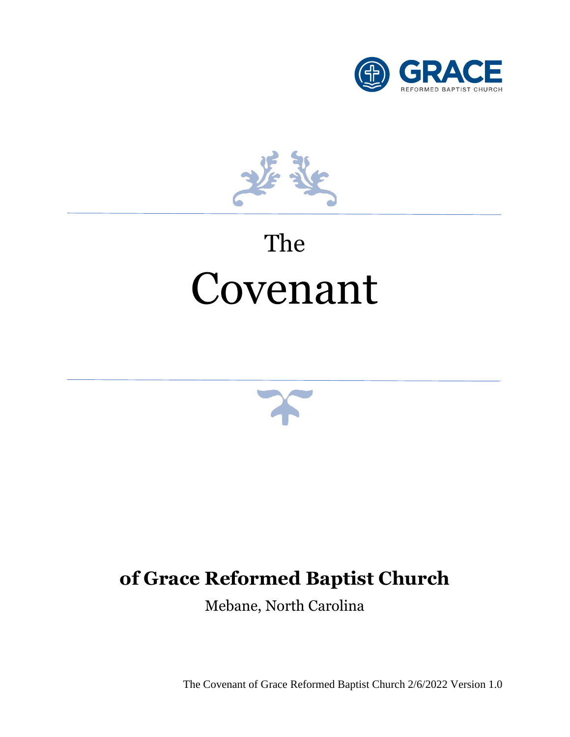GRACE
REFORMED BAPTIST CHURCH

# The Covenant

## of Grace Reformed Baptist Church

Mebane, North Carolina

The Covenant of Grace Reformed Baptist Church 2/6/2022 Version 1.0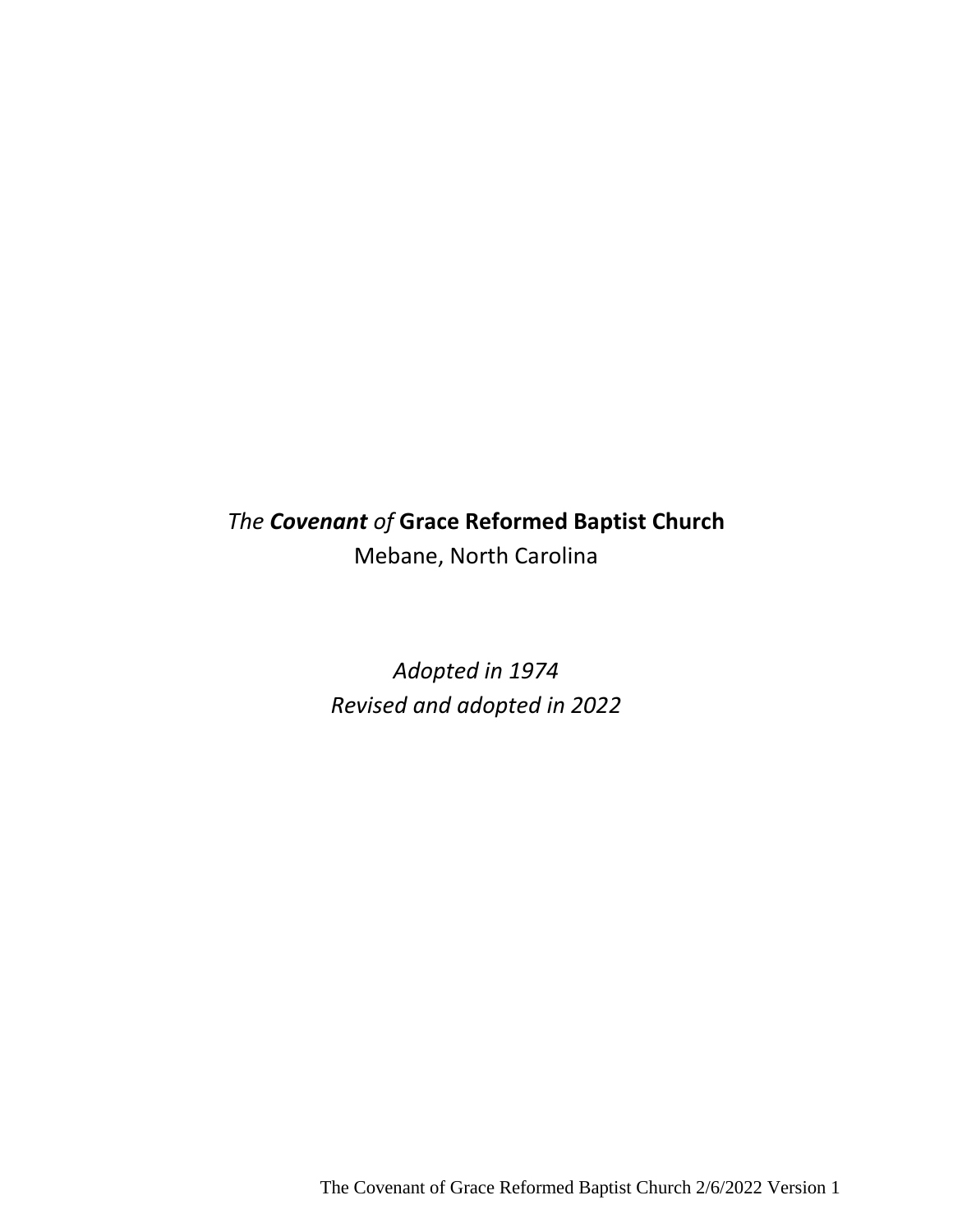*The* ***Covenant*** *of* **Grace Reformed Baptist Church**

Mebane, North Carolina

*Adopted in 1974*

*Revised and adopted in 2022*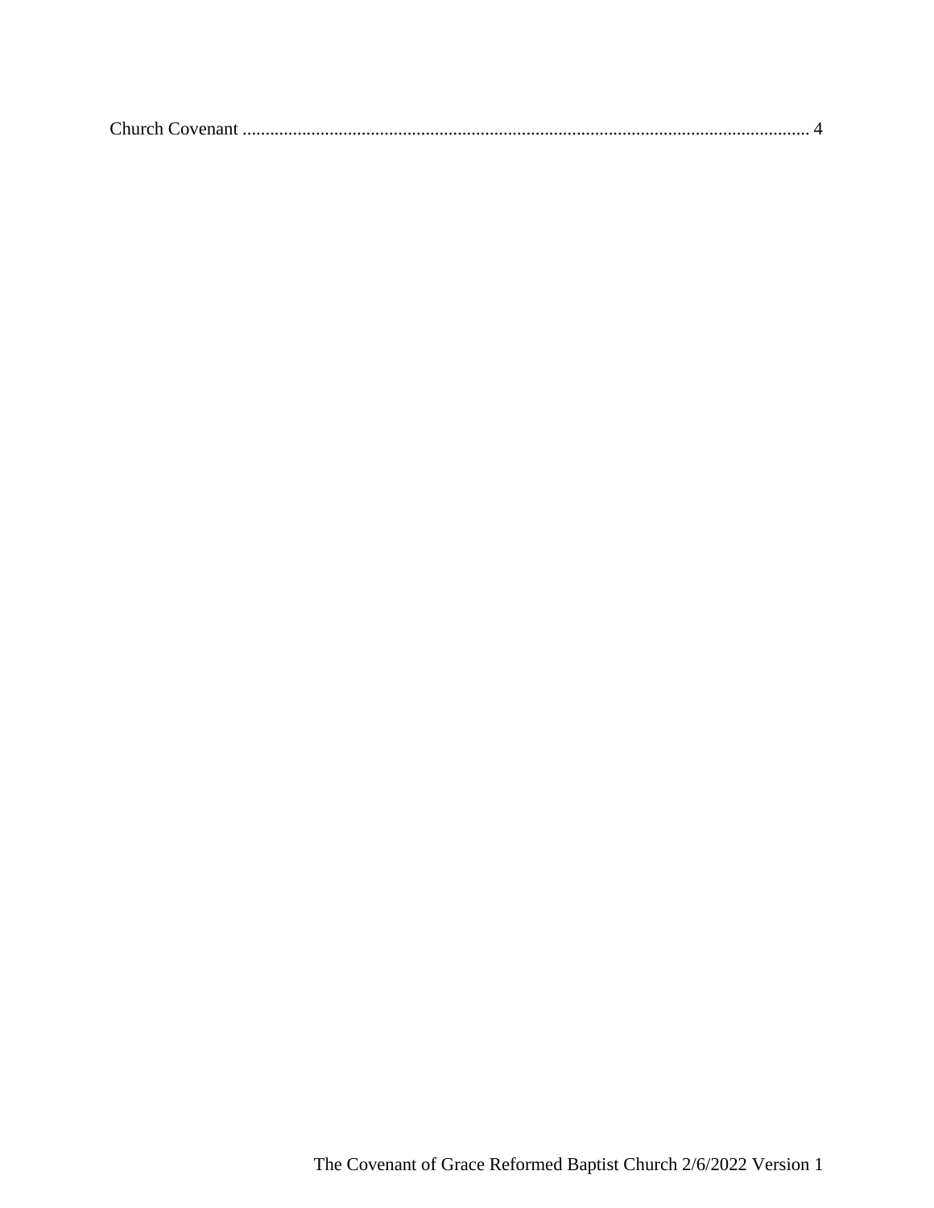Church Covenant ............................................................................................................................ 4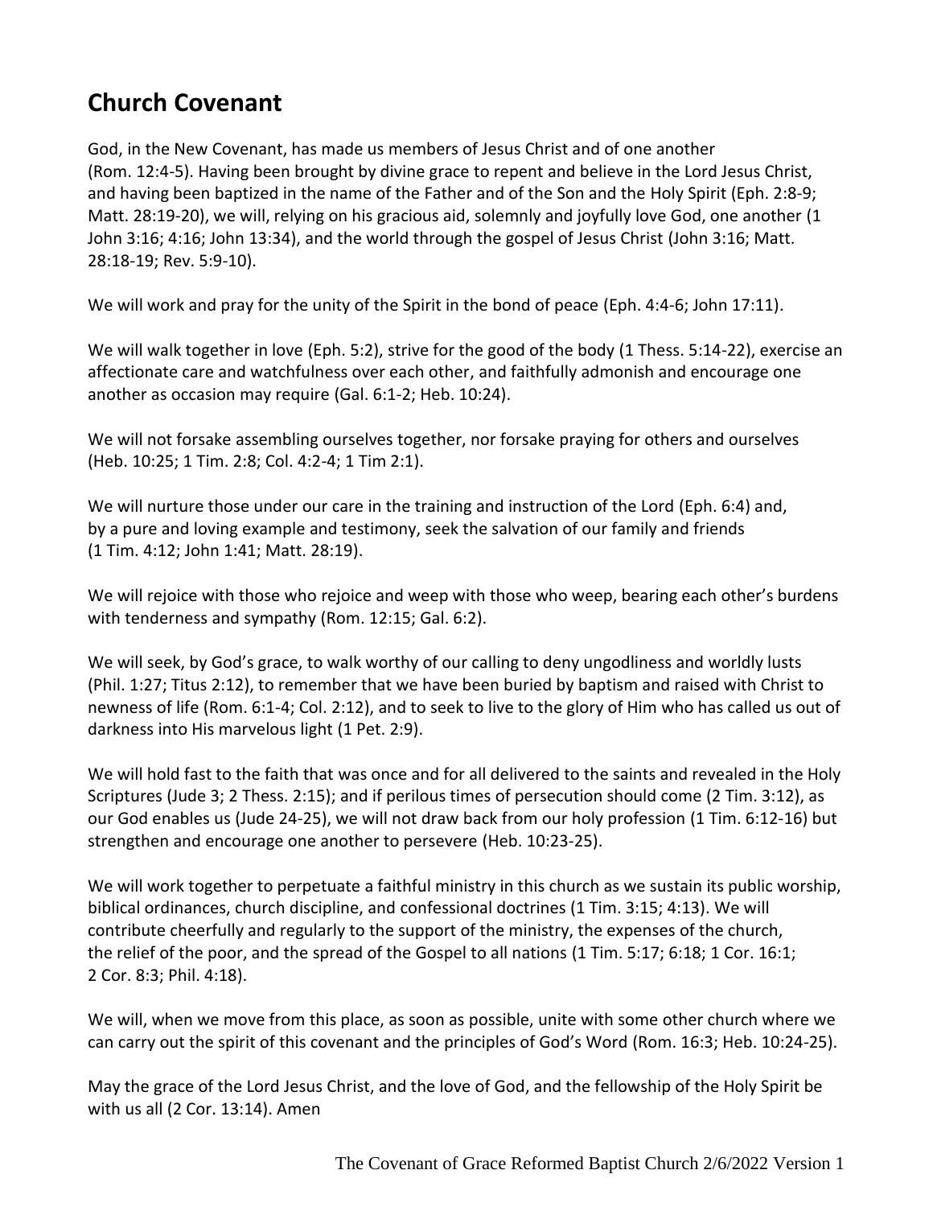## Church Covenant

God, in the New Covenant, has made us members of Jesus Christ and of one another (Rom. 12:4-5). Having been brought by divine grace to repent and believe in the Lord Jesus Christ, and having been baptized in the name of the Father and of the Son and the Holy Spirit (Eph. 2:8-9; Matt. 28:19-20), we will, relying on his gracious aid, solemnly and joyfully love God, one another (1 John 3:16; 4:16; John 13:34), and the world through the gospel of Jesus Christ (John 3:16; Matt. 28:18-19; Rev. 5:9-10).

We will work and pray for the unity of the Spirit in the bond of peace (Eph. 4:4-6; John 17:11).

We will walk together in love (Eph. 5:2), strive for the good of the body (1 Thess. 5:14-22), exercise an affectionate care and watchfulness over each other, and faithfully admonish and encourage one another as occasion may require (Gal. 6:1-2; Heb. 10:24).

We will not forsake assembling ourselves together, nor forsake praying for others and ourselves (Heb. 10:25; 1 Tim. 2:8; Col. 4:2-4; 1 Tim 2:1).

We will nurture those under our care in the training and instruction of the Lord (Eph. 6:4) and, by a pure and loving example and testimony, seek the salvation of our family and friends (1 Tim. 4:12; John 1:41; Matt. 28:19).

We will rejoice with those who rejoice and weep with those who weep, bearing each other's burdens with tenderness and sympathy (Rom. 12:15; Gal. 6:2).

We will seek, by God's grace, to walk worthy of our calling to deny ungodliness and worldly lusts (Phil. 1:27; Titus 2:12), to remember that we have been buried by baptism and raised with Christ to newness of life (Rom. 6:1-4; Col. 2:12), and to seek to live to the glory of Him who has called us out of darkness into His marvelous light (1 Pet. 2:9).

We will hold fast to the faith that was once and for all delivered to the saints and revealed in the Holy Scriptures (Jude 3; 2 Thess. 2:15); and if perilous times of persecution should come (2 Tim. 3:12), as our God enables us (Jude 24-25), we will not draw back from our holy profession (1 Tim. 6:12-16) but strengthen and encourage one another to persevere (Heb. 10:23-25).

We will work together to perpetuate a faithful ministry in this church as we sustain its public worship, biblical ordinances, church discipline, and confessional doctrines (1 Tim. 3:15; 4:13). We will contribute cheerfully and regularly to the support of the ministry, the expenses of the church, the relief of the poor, and the spread of the Gospel to all nations (1 Tim. 5:17; 6:18; 1 Cor. 16:1; 2 Cor. 8:3; Phil. 4:18).

We will, when we move from this place, as soon as possible, unite with some other church where we can carry out the spirit of this covenant and the principles of God's Word (Rom. 16:3; Heb. 10:24-25).

May the grace of the Lord Jesus Christ, and the love of God, and the fellowship of the Holy Spirit be with us all (2 Cor. 13:14). Amen